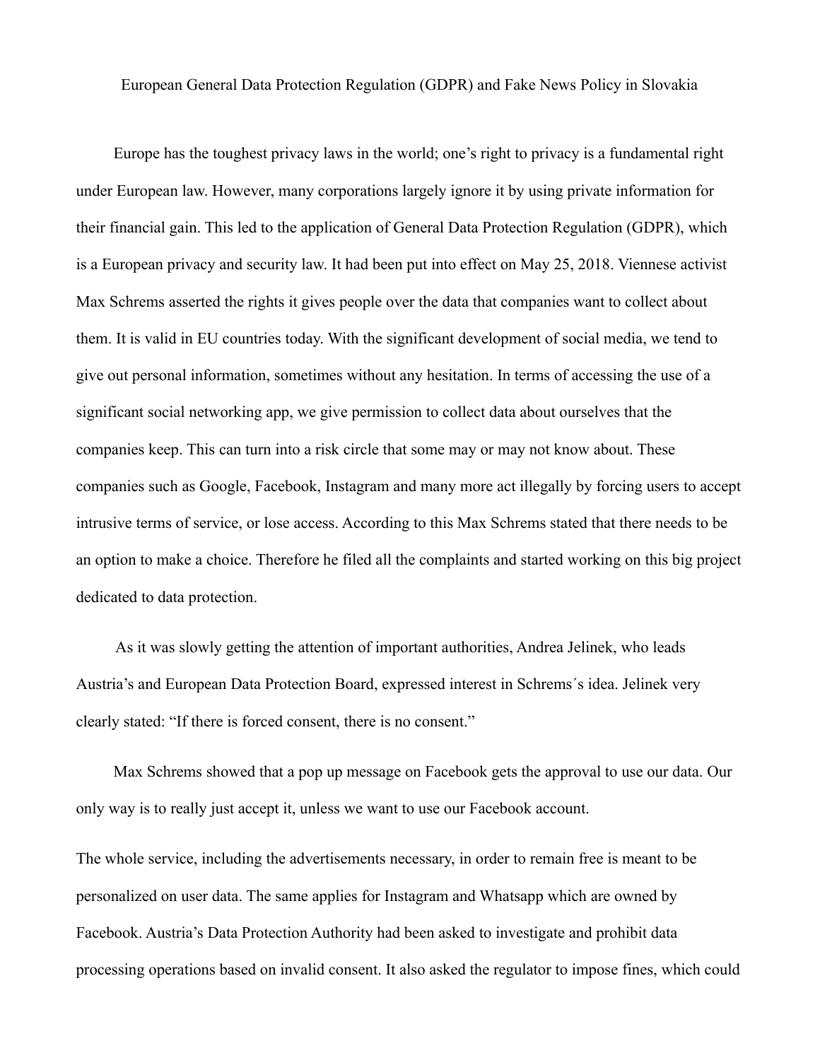# European General Data Protection Regulation (GDPR) and Fake News Policy in Slovakia

Europe has the toughest privacy laws in the world; one's right to privacy is a fundamental right under European law. However, many corporations largely ignore it by using private information for their financial gain. This led to the application of General Data Protection Regulation (GDPR), which is a European privacy and security law. It had been put into effect on May 25, 2018. Viennese activist Max Schrems asserted the rights it gives people over the data that companies want to collect about them. It is valid in EU countries today. With the significant development of social media, we tend to give out personal information, sometimes without any hesitation. In terms of accessing the use of a significant social networking app, we give permission to collect data about ourselves that the companies keep. This can turn into a risk circle that some may or may not know about. These companies such as Google, Facebook, Instagram and many more act illegally by forcing users to accept intrusive terms of service, or lose access. According to this Max Schrems stated that there needs to be an option to make a choice. Therefore he filed all the complaints and started working on this big project dedicated to data protection.

As it was slowly getting the attention of important authorities, Andrea Jelinek, who leads Austria's and European Data Protection Board, expressed interest in Schrems´s idea. Jelinek very clearly stated: "If there is forced consent, there is no consent."

Max Schrems showed that a pop up message on Facebook gets the approval to use our data. Our only way is to really just accept it, unless we want to use our Facebook account.

The whole service, including the advertisements necessary, in order to remain free is meant to be personalized on user data. The same applies for Instagram and Whatsapp which are owned by Facebook. Austria's Data Protection Authority had been asked to investigate and prohibit data processing operations based on invalid consent. It also asked the regulator to impose fines, which could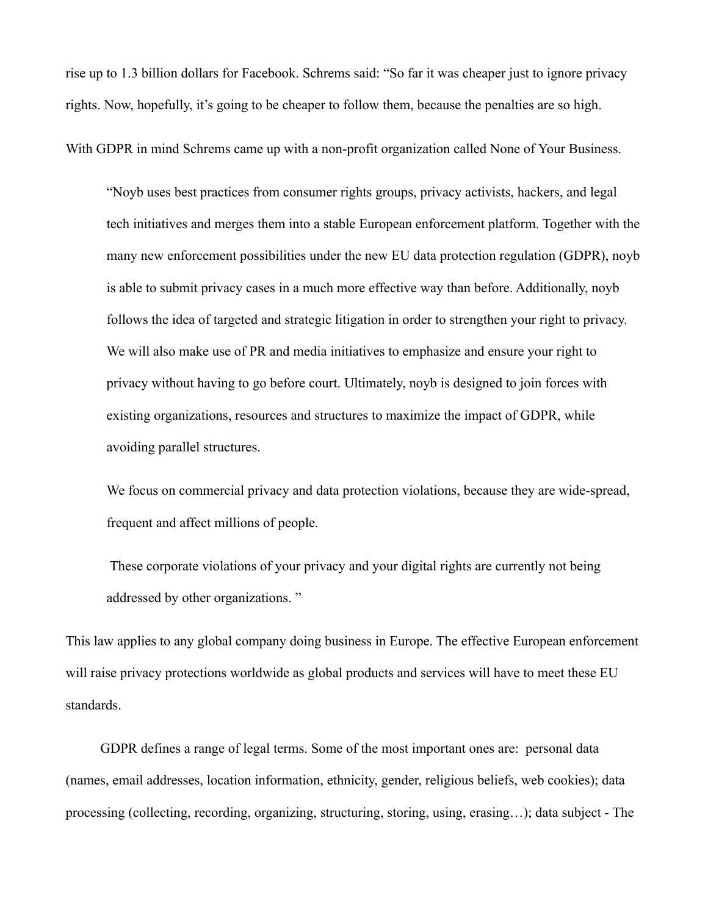rise up to 1.3 billion dollars for Facebook. Schrems said: “So far it was cheaper just to ignore privacy rights. Now, hopefully, it’s going to be cheaper to follow them, because the penalties are so high.

With GDPR in mind Schrems came up with a non-profit organization called None of Your Business.

> “Noyb uses best practices from consumer rights groups, privacy activists, hackers, and legal tech initiatives and merges them into a stable European enforcement platform. Together with the many new enforcement possibilities under the new EU data protection regulation (GDPR), noyb is able to submit privacy cases in a much more effective way than before. Additionally, noyb follows the idea of targeted and strategic litigation in order to strengthen your right to privacy. We will also make use of PR and media initiatives to emphasize and ensure your right to privacy without having to go before court. Ultimately, noyb is designed to join forces with existing organizations, resources and structures to maximize the impact of GDPR, while avoiding parallel structures.
>
> We focus on commercial privacy and data protection violations, because they are wide-spread, frequent and affect millions of people.
>
> These corporate violations of your privacy and your digital rights are currently not being addressed by other organizations. ”

This law applies to any global company doing business in Europe. The effective European enforcement will raise privacy protections worldwide as global products and services will have to meet these EU standards.

GDPR defines a range of legal terms. Some of the most important ones are: personal data (names, email addresses, location information, ethnicity, gender, religious beliefs, web cookies); data processing (collecting, recording, organizing, structuring, storing, using, erasing…); data subject - The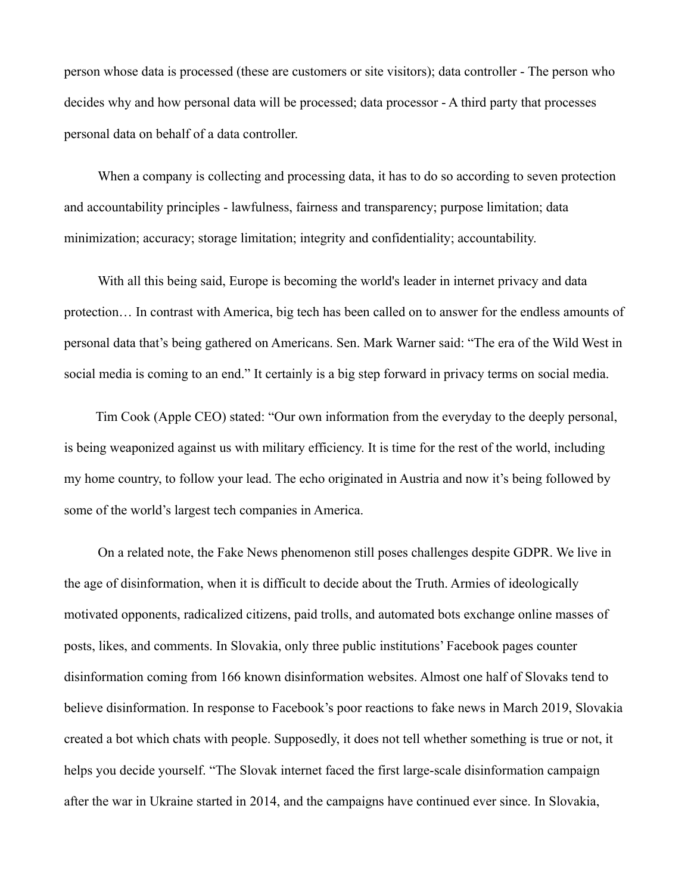person whose data is processed (these are customers or site visitors); data controller - The person who decides why and how personal data will be processed; data processor - A third party that processes personal data on behalf of a data controller.

When a company is collecting and processing data, it has to do so according to seven protection and accountability principles - lawfulness, fairness and transparency; purpose limitation; data minimization; accuracy; storage limitation; integrity and confidentiality; accountability.

With all this being said, Europe is becoming the world's leader in internet privacy and data protection… In contrast with America, big tech has been called on to answer for the endless amounts of personal data that's being gathered on Americans. Sen. Mark Warner said: "The era of the Wild West in social media is coming to an end." It certainly is a big step forward in privacy terms on social media.

Tim Cook (Apple CEO) stated: "Our own information from the everyday to the deeply personal, is being weaponized against us with military efficiency. It is time for the rest of the world, including my home country, to follow your lead. The echo originated in Austria and now it's being followed by some of the world's largest tech companies in America.

On a related note, the Fake News phenomenon still poses challenges despite GDPR. We live in the age of disinformation, when it is difficult to decide about the Truth. Armies of ideologically motivated opponents, radicalized citizens, paid trolls, and automated bots exchange online masses of posts, likes, and comments. In Slovakia, only three public institutions' Facebook pages counter disinformation coming from 166 known disinformation websites. Almost one half of Slovaks tend to believe disinformation. In response to Facebook's poor reactions to fake news in March 2019, Slovakia created a bot which chats with people. Supposedly, it does not tell whether something is true or not, it helps you decide yourself. "The Slovak internet faced the first large-scale disinformation campaign after the war in Ukraine started in 2014, and the campaigns have continued ever since. In Slovakia,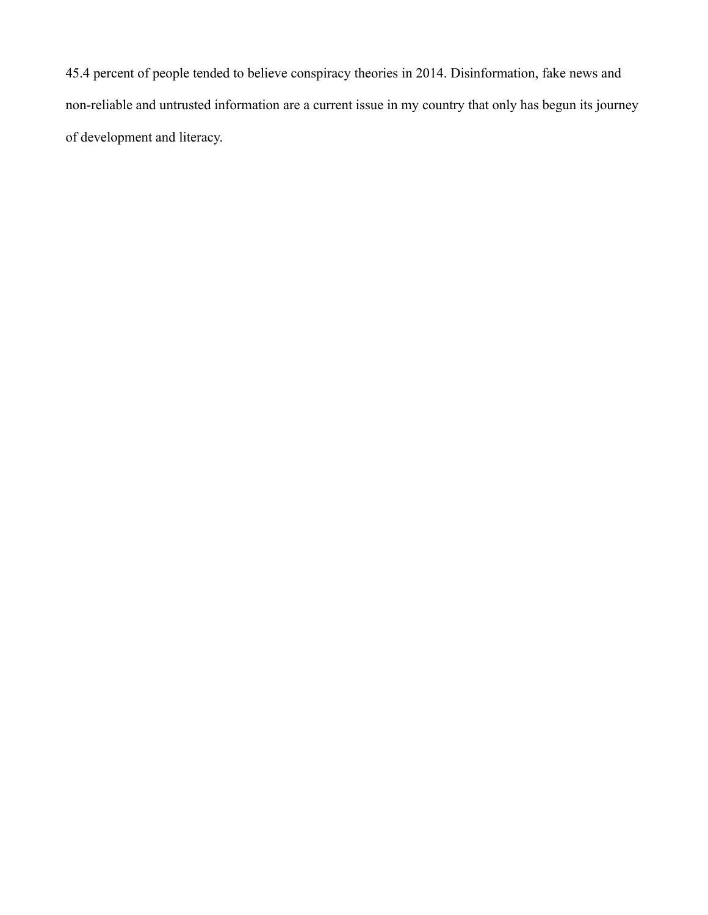45.4 percent of people tended to believe conspiracy theories in 2014. Disinformation, fake news and non-reliable and untrusted information are a current issue in my country that only has begun its journey of development and literacy.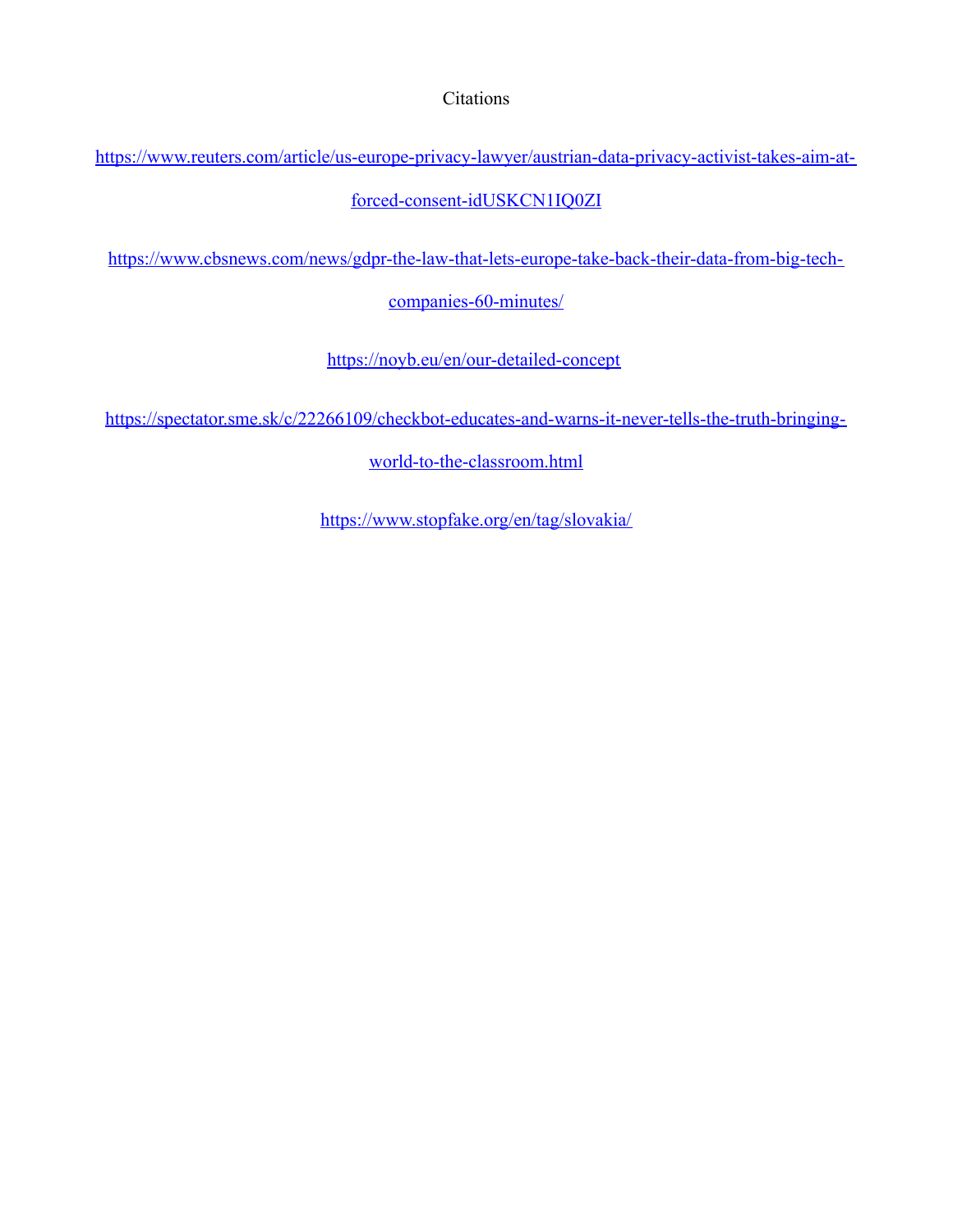# Citations

https://www.reuters.com/article/us-europe-privacy-lawyer/austrian-data-privacy-activist-takes-aim-at-forced-consent-idUSKCN1IQ0ZI

https://www.cbsnews.com/news/gdpr-the-law-that-lets-europe-take-back-their-data-from-big-tech-companies-60-minutes/

https://noyb.eu/en/our-detailed-concept

https://spectator.sme.sk/c/22266109/checkbot-educates-and-warns-it-never-tells-the-truth-bringing-world-to-the-classroom.html

https://www.stopfake.org/en/tag/slovakia/